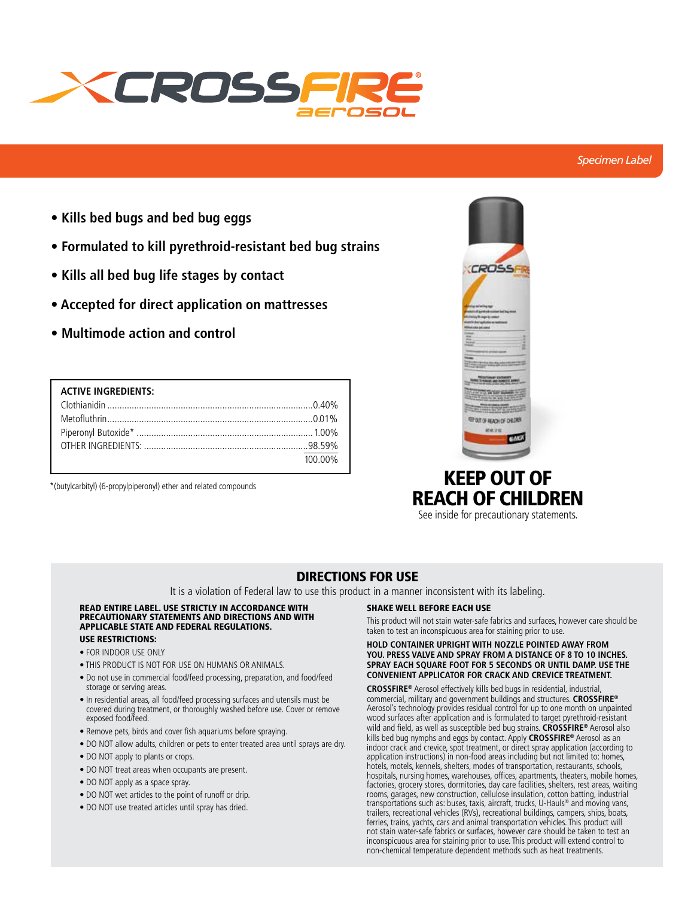# CROSSFIRE® Aerosol

*Specimen Label*

- **Kills bed bugs and bed bug eggs**
- **Formulated to kill pyrethroid-resistant bed bug strains**
- **Kills all bed bug life stages by contact**
- **Accepted for direct application on mattresses**
- **Multimode action and control**

| ACTIVE INGREDIENTS: | |
|---|---|
| Clothianidin | 0.40% |
| Metofluthrin | 0.01% |
| Piperonyl Butoxide* | 1.00% |
| OTHER INGREDIENTS: | 98.59% |
| | 100.00% |

*(butylcarbityl) (6-propylpiperonyl) ether and related compounds

## KEEP OUT OF REACH OF CHILDREN

See inside for precautionary statements.

## DIRECTIONS FOR USE

It is a violation of Federal law to use this product in a manner inconsistent with its labeling.

**READ ENTIRE LABEL. USE STRICTLY IN ACCORDANCE WITH PRECAUTIONARY STATEMENTS AND DIRECTIONS AND WITH APPLICABLE STATE AND FEDERAL REGULATIONS.**

**USE RESTRICTIONS:**

- FOR INDOOR USE ONLY
- THIS PRODUCT IS NOT FOR USE ON HUMANS OR ANIMALS.
- Do not use in commercial food/feed processing, preparation, and food/feed storage or serving areas.
- In residential areas, all food/feed processing surfaces and utensils must be covered during treatment, or thoroughly washed before use. Cover or remove exposed food/feed.
- Remove pets, birds and cover fish aquariums before spraying.
- DO NOT allow adults, children or pets to enter treated area until sprays are dry.
- DO NOT apply to plants or crops.
- DO NOT treat areas when occupants are present.
- DO NOT apply as a space spray.
- DO NOT wet articles to the point of runoff or drip.
- DO NOT use treated articles until spray has dried.

**SHAKE WELL BEFORE EACH USE**

This product will not stain water-safe fabrics and surfaces, however care should be taken to test an inconspicuous area for staining prior to use.

**HOLD CONTAINER UPRIGHT WITH NOZZLE POINTED AWAY FROM YOU. PRESS VALVE AND SPRAY FROM A DISTANCE OF 8 TO 10 INCHES. SPRAY EACH SQUARE FOOT FOR 5 SECONDS OR UNTIL DAMP. USE THE CONVENIENT APPLICATOR FOR CRACK AND CREVICE TREATMENT.**

**CROSSFIRE®** Aerosol effectively kills bed bugs in residential, industrial, commercial, military and government buildings and structures. **CROSSFIRE®** Aerosol's technology provides residual control for up to one month on unpainted wood surfaces after application and is formulated to target pyrethroid-resistant wild and field, as well as susceptible bed bug strains. **CROSSFIRE®** Aerosol also kills bed bug nymphs and eggs by contact. Apply **CROSSFIRE®** Aerosol as an indoor crack and crevice, spot treatment, or direct spray application (according to application instructions) in non-food areas including but not limited to: homes, hotels, motels, kennels, shelters, modes of transportation, restaurants, schools, hospitals, nursing homes, warehouses, offices, apartments, theaters, mobile homes, factories, grocery stores, dormitories, day care facilities, shelters, rest areas, waiting rooms, garages, new construction, cellulose insulation, cotton batting, industrial transportations such as: buses, taxis, aircraft, trucks, U-Hauls® and moving vans, trailers, recreational vehicles (RVs), recreational buildings, campers, ships, boats, ferries, trains, yachts, cars and animal transportation vehicles. This product will not stain water-safe fabrics or surfaces, however care should be taken to test an inconspicuous area for staining prior to use. This product will extend control to non-chemical temperature dependent methods such as heat treatments.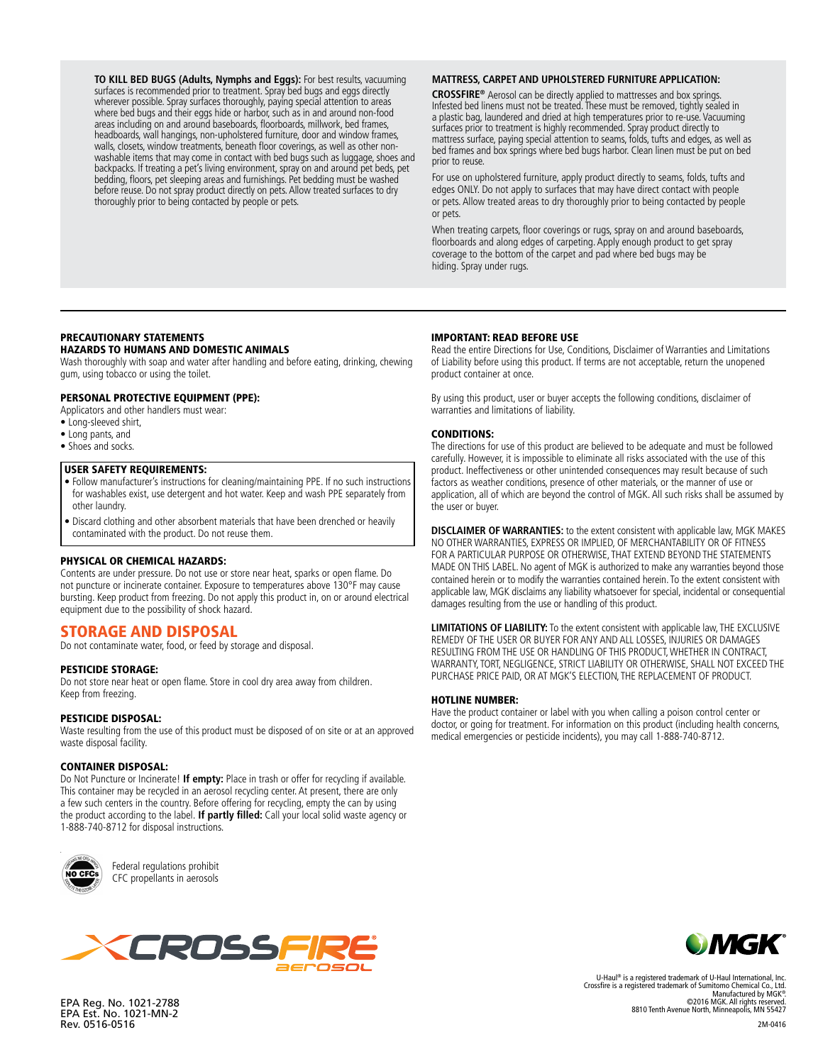**TO KILL BED BUGS (Adults, Nymphs and Eggs):** For best results, vacuuming surfaces is recommended prior to treatment. Spray bed bugs and eggs directly wherever possible. Spray surfaces thoroughly, paying special attention to areas where bed bugs and their eggs hide or harbor, such as in and around non-food areas including on and around baseboards, floorboards, millwork, bed frames, headboards, wall hangings, non-upholstered furniture, door and window frames, walls, closets, window treatments, beneath floor coverings, as well as other non-washable items that may come in contact with bed bugs such as luggage, shoes and backpacks. If treating a pet's living environment, spray on and around pet beds, pet bedding, floors, pet sleeping areas and furnishings. Pet bedding must be washed before reuse. Do not spray product directly on pets. Allow treated surfaces to dry thoroughly prior to being contacted by people or pets.

**MATTRESS, CARPET AND UPHOLSTERED FURNITURE APPLICATION:**

**CROSSFIRE®** Aerosol can be directly applied to mattresses and box springs. Infested bed linens must not be treated. These must be removed, tightly sealed in a plastic bag, laundered and dried at high temperatures prior to re-use. Vacuuming surfaces prior to treatment is highly recommended. Spray product directly to mattress surface, paying special attention to seams, folds, tufts and edges, as well as bed frames and box springs where bed bugs harbor. Clean linen must be put on bed prior to reuse.

For use on upholstered furniture, apply product directly to seams, folds, tufts and edges ONLY. Do not apply to surfaces that may have direct contact with people or pets. Allow treated areas to dry thoroughly prior to being contacted by people or pets.

When treating carpets, floor coverings or rugs, spray on and around baseboards, floorboards and along edges of carpeting. Apply enough product to get spray coverage to the bottom of the carpet and pad where bed bugs may be hiding. Spray under rugs.

### PRECAUTIONARY STATEMENTS
### HAZARDS TO HUMANS AND DOMESTIC ANIMALS

Wash thoroughly with soap and water after handling and before eating, drinking, chewing gum, using tobacco or using the toilet.

### PERSONAL PROTECTIVE EQUIPMENT (PPE):

Applicators and other handlers must wear:
- Long-sleeved shirt,
- Long pants, and
- Shoes and socks.

### USER SAFETY REQUIREMENTS:

- Follow manufacturer's instructions for cleaning/maintaining PPE. If no such instructions for washables exist, use detergent and hot water. Keep and wash PPE separately from other laundry.
- Discard clothing and other absorbent materials that have been drenched or heavily contaminated with the product. Do not reuse them.

### PHYSICAL OR CHEMICAL HAZARDS:

Contents are under pressure. Do not use or store near heat, sparks or open flame. Do not puncture or incinerate container. Exposure to temperatures above 130°F may cause bursting. Keep product from freezing. Do not apply this product in, on or around electrical equipment due to the possibility of shock hazard.

## STORAGE AND DISPOSAL

Do not contaminate water, food, or feed by storage and disposal.

### PESTICIDE STORAGE:

Do not store near heat or open flame. Store in cool dry area away from children. Keep from freezing.

### PESTICIDE DISPOSAL:

Waste resulting from the use of this product must be disposed of on site or at an approved waste disposal facility.

### CONTAINER DISPOSAL:

Do Not Puncture or Incinerate! **If empty:** Place in trash or offer for recycling if available. This container may be recycled in an aerosol recycling center. At present, there are only a few such centers in the country. Before offering for recycling, empty the can by using the product according to the label. **If partly filled:** Call your local solid waste agency or 1-888-740-8712 for disposal instructions.

NO CFCs

Federal regulations prohibit CFC propellants in aerosols

### IMPORTANT: READ BEFORE USE

Read the entire Directions for Use, Conditions, Disclaimer of Warranties and Limitations of Liability before using this product. If terms are not acceptable, return the unopened product container at once.

By using this product, user or buyer accepts the following conditions, disclaimer of warranties and limitations of liability.

### CONDITIONS:

The directions for use of this product are believed to be adequate and must be followed carefully. However, it is impossible to eliminate all risks associated with the use of this product. Ineffectiveness or other unintended consequences may result because of such factors as weather conditions, presence of other materials, or the manner of use or application, all of which are beyond the control of MGK. All such risks shall be assumed by the user or buyer.

**DISCLAIMER OF WARRANTIES:** to the extent consistent with applicable law, MGK MAKES NO OTHER WARRANTIES, EXPRESS OR IMPLIED, OF MERCHANTABILITY OR OF FITNESS FOR A PARTICULAR PURPOSE OR OTHERWISE, THAT EXTEND BEYOND THE STATEMENTS MADE ON THIS LABEL. No agent of MGK is authorized to make any warranties beyond those contained herein or to modify the warranties contained herein. To the extent consistent with applicable law, MGK disclaims any liability whatsoever for special, incidental or consequential damages resulting from the use or handling of this product.

**LIMITATIONS OF LIABILITY:** To the extent consistent with applicable law, THE EXCLUSIVE REMEDY OF THE USER OR BUYER FOR ANY AND ALL LOSSES, INJURIES OR DAMAGES RESULTING FROM THE USE OR HANDLING OF THIS PRODUCT, WHETHER IN CONTRACT, WARRANTY, TORT, NEGLIGENCE, STRICT LIABILITY OR OTHERWISE, SHALL NOT EXCEED THE PURCHASE PRICE PAID, OR AT MGK'S ELECTION, THE REPLACEMENT OF PRODUCT.

### HOTLINE NUMBER:

Have the product container or label with you when calling a poison control center or doctor, or going for treatment. For information on this product (including health concerns, medical emergencies or pesticide incidents), you may call 1-888-740-8712.

CROSSFIRE® AEROSOL

MGK®

EPA Reg. No. 1021-2788
EPA Est. No. 1021-MN-2
Rev. 0516-0516

U-Haul® is a registered trademark of U-Haul International, Inc.
Crossfire is a registered trademark of Sumitomo Chemical Co., Ltd.
Manufactured by MGK®
©2016 MGK. All rights reserved.
8810 Tenth Avenue North, Minneapolis, MN 55427

2M-0416